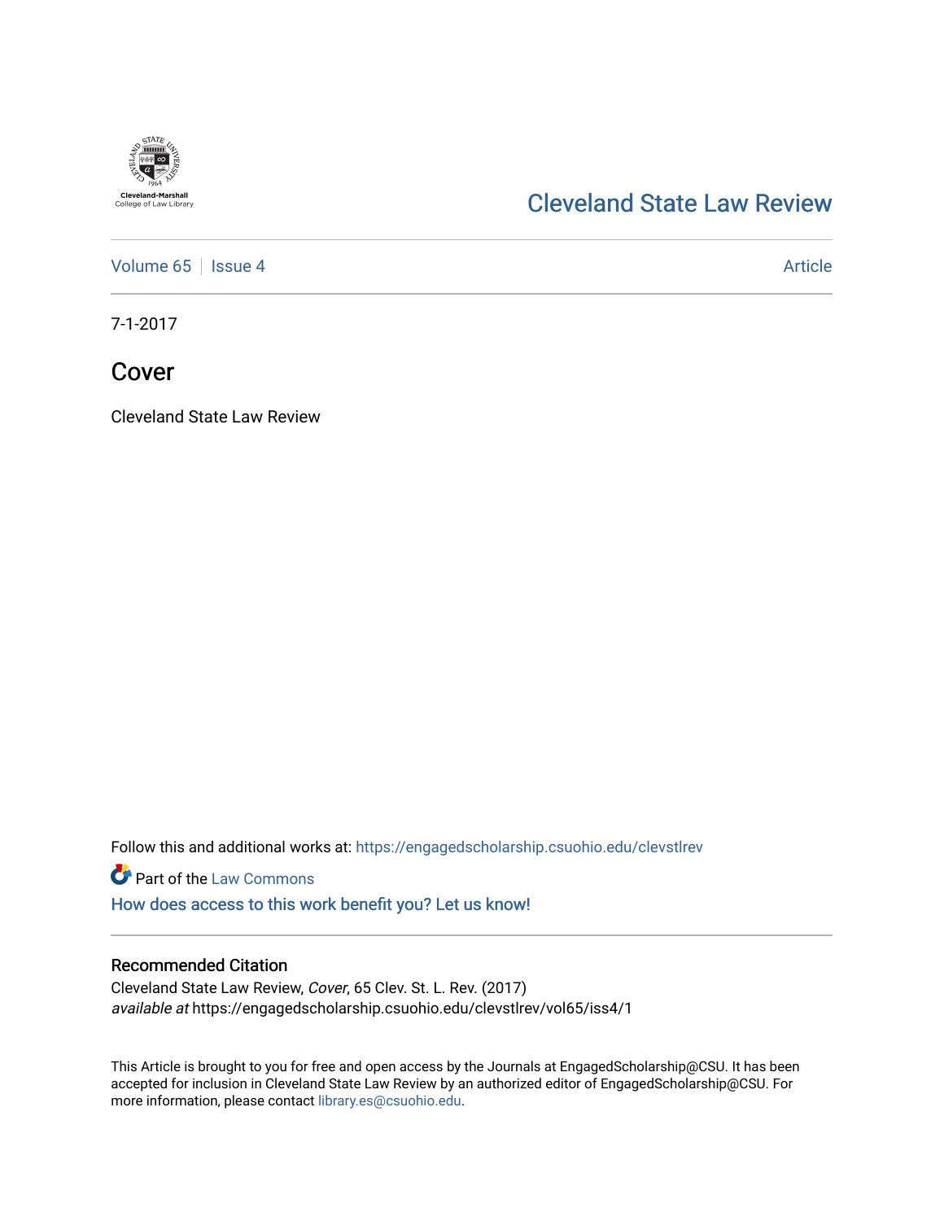Cleveland-Marshall College of Law Library

# Cleveland State Law Review

Volume 65 | Issue 4 | Article

7-1-2017

## Cover

Cleveland State Law Review

Follow this and additional works at: https://engagedscholarship.csuohio.edu/clevstlrev

Part of the Law Commons

How does access to this work benefit you? Let us know!

### Recommended Citation

Cleveland State Law Review, *Cover*, 65 Clev. St. L. Rev. (2017)
*available at* https://engagedscholarship.csuohio.edu/clevstlrev/vol65/iss4/1

This Article is brought to you for free and open access by the Journals at EngagedScholarship@CSU. It has been accepted for inclusion in Cleveland State Law Review by an authorized editor of EngagedScholarship@CSU. For more information, please contact library.es@csuohio.edu.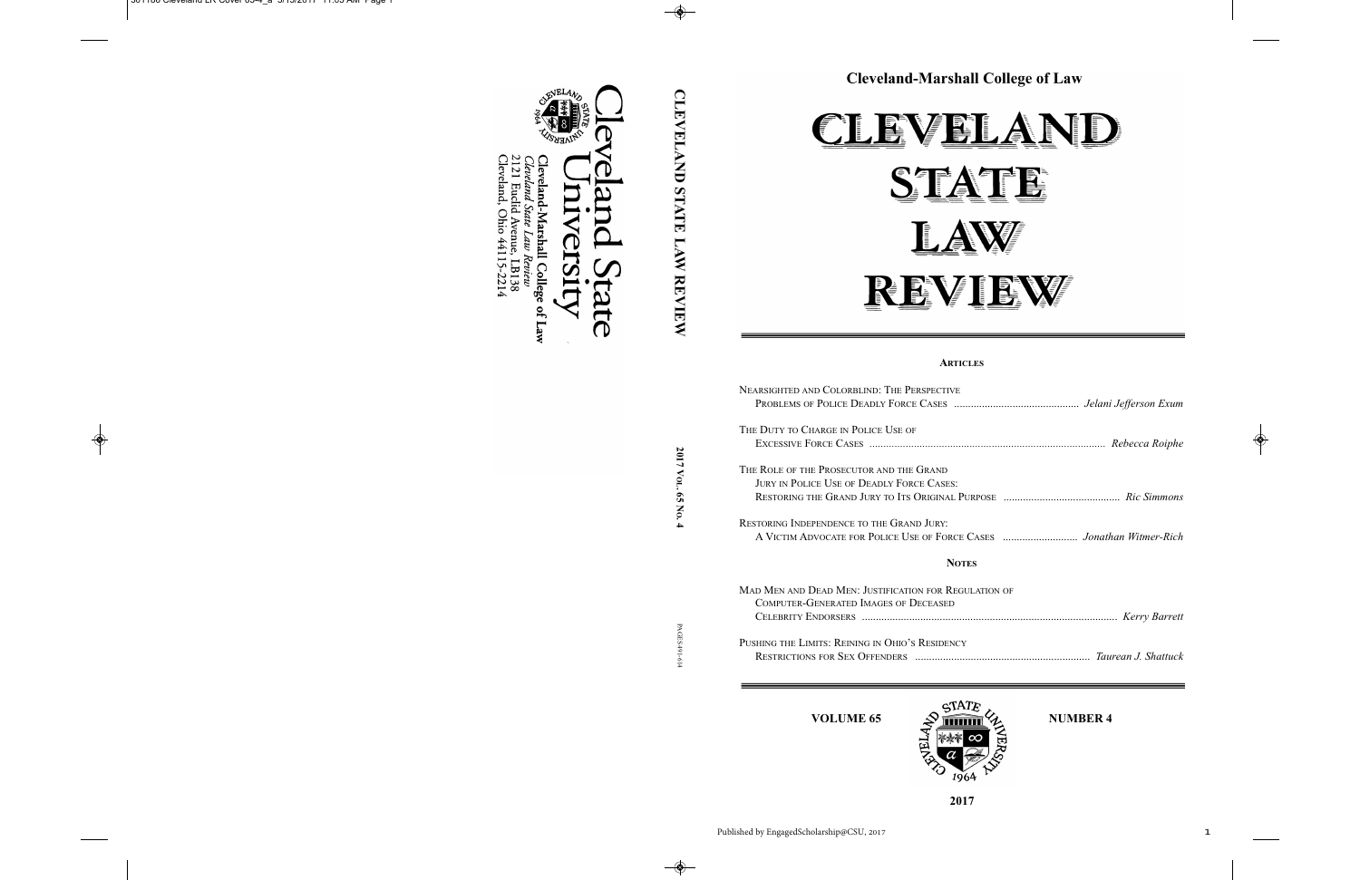Cleveland State University

Cleveland-Marshall College of Law

*Cleveland State Law Review*

2121 Euclid Avenue, LB138

Cleveland, Ohio 44115-2214

CLEVELAND STATE LAW REVIEW

2017 Vol. 65 No. 4

PAGES 491-614

**Cleveland-Marshall College of Law**

# CLEVELAND STATE LAW REVIEW

## Articles

Nearsighted and Colorblind: The Perspective Problems of Police Deadly Force Cases ............ *Jelani Jefferson Exum*

The Duty to Charge in Police Use of Excessive Force Cases ............ *Rebecca Roiphe*

The Role of the Prosecutor and the Grand Jury in Police Use of Deadly Force Cases: Restoring the Grand Jury to Its Original Purpose ............ *Ric Simmons*

Restoring Independence to the Grand Jury: A Victim Advocate for Police Use of Force Cases ............ *Jonathan Witmer-Rich*

## Notes

Mad Men and Dead Men: Justification for Regulation of Computer-Generated Images of Deceased Celebrity Endorsers ............ *Kerry Barrett*

Pushing the Limits: Reining in Ohio's Residency Restrictions for Sex Offenders ............ *Taurean J. Shattuck*

**VOLUME 65** **NUMBER 4**

**2017**